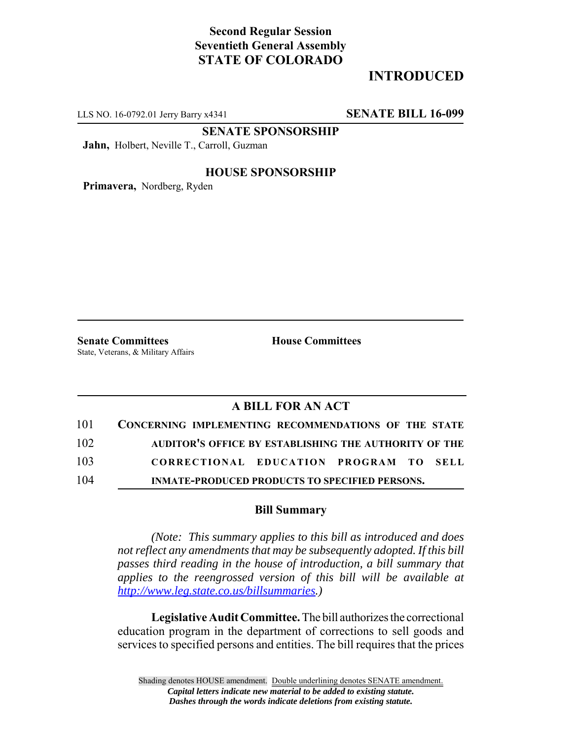**Second Regular Session**
**Seventieth General Assembly**
**STATE OF COLORADO**

# INTRODUCTED

LLS NO. 16-0792.01 Jerry Barry x4341 **SENATE BILL 16-099**

**SENATE SPONSORSHIP**

**Jahn,** Holbert, Neville T., Carroll, Guzman

**HOUSE SPONSORSHIP**

**Primavera,** Nordberg, Ryden

**Senate Committees**
State, Veterans, & Military Affairs

**House Committees**

## A BILL FOR AN ACT

101 **CONCERNING IMPLEMENTING RECOMMENDATIONS OF THE STATE**
102 **AUDITOR'S OFFICE BY ESTABLISHING THE AUTHORITY OF THE**
103 **CORRECTIONAL EDUCATION PROGRAM TO SELL**
104 **INMATE-PRODUCED PRODUCTS TO SPECIFIED PERSONS.**

### Bill Summary

*(Note: This summary applies to this bill as introduced and does not reflect any amendments that may be subsequently adopted. If this bill passes third reading in the house of introduction, a bill summary that applies to the reengrossed version of this bill will be available at http://www.leg.state.co.us/billsummaries.)*

**Legislative Audit Committee.** The bill authorizes the correctional education program in the department of corrections to sell goods and services to specified persons and entities. The bill requires that the prices

Shading denotes HOUSE amendment. Double underlining denotes SENATE amendment.
*Capital letters indicate new material to be added to existing statute.*
*Dashes through the words indicate deletions from existing statute.*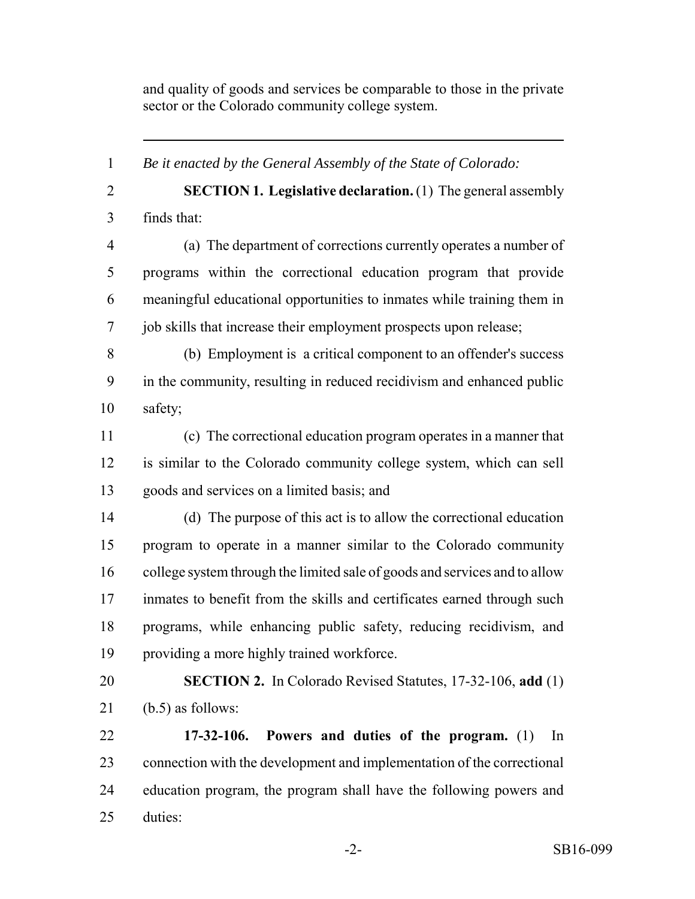and quality of goods and services be comparable to those in the private sector or the Colorado community college system.

---

*Be it enacted by the General Assembly of the State of Colorado:*

**SECTION 1. Legislative declaration.** (1) The general assembly finds that:

(a) The department of corrections currently operates a number of programs within the correctional education program that provide meaningful educational opportunities to inmates while training them in job skills that increase their employment prospects upon release;

(b) Employment is a critical component to an offender's success in the community, resulting in reduced recidivism and enhanced public safety;

(c) The correctional education program operates in a manner that is similar to the Colorado community college system, which can sell goods and services on a limited basis; and

(d) The purpose of this act is to allow the correctional education program to operate in a manner similar to the Colorado community college system through the limited sale of goods and services and to allow inmates to benefit from the skills and certificates earned through such programs, while enhancing public safety, reducing recidivism, and providing a more highly trained workforce.

**SECTION 2.** In Colorado Revised Statutes, 17-32-106, **add** (1) (b.5) as follows:

**17-32-106. Powers and duties of the program.** (1) In connection with the development and implementation of the correctional education program, the program shall have the following powers and duties: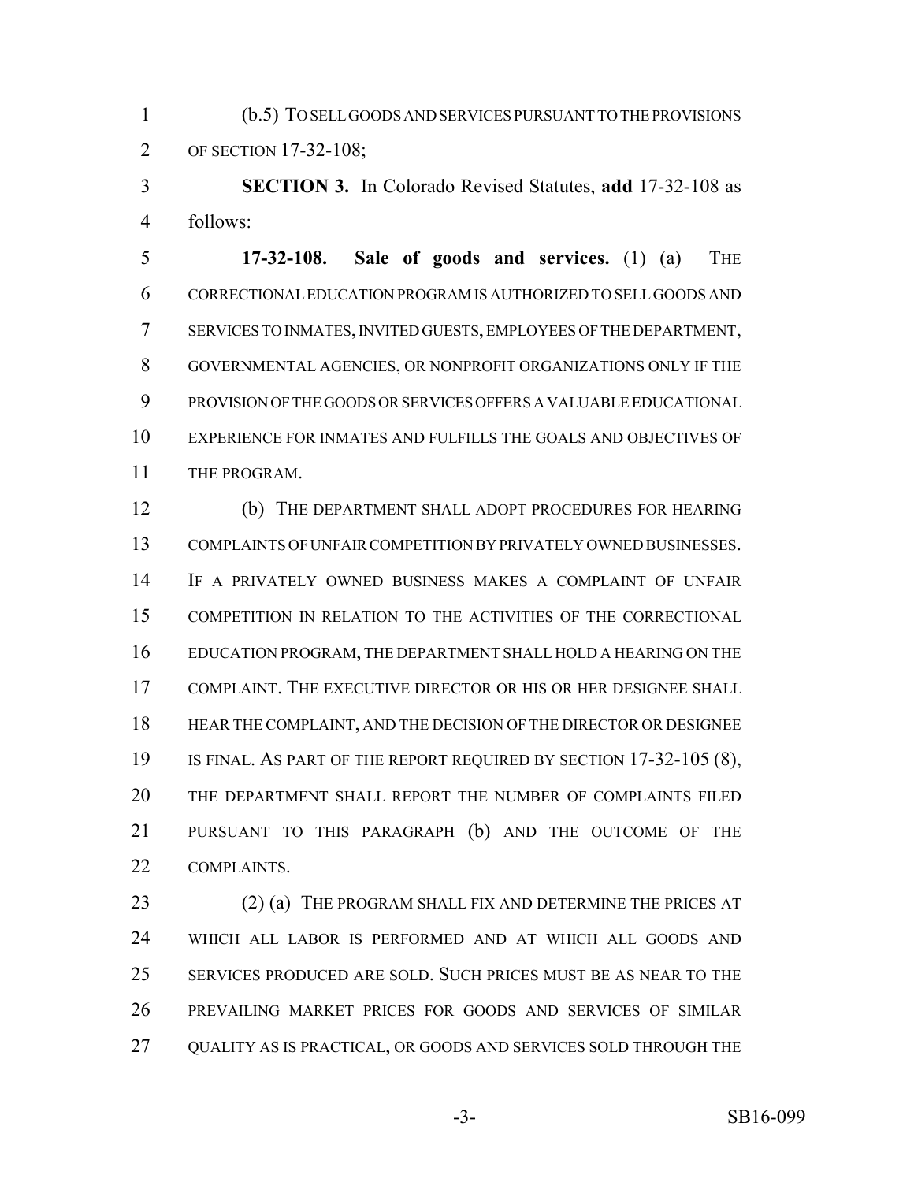(b.5) TO SELL GOODS AND SERVICES PURSUANT TO THE PROVISIONS OF SECTION 17-32-108;

**SECTION 3.** In Colorado Revised Statutes, **add** 17-32-108 as follows:

**17-32-108. Sale of goods and services.** (1) (a) THE CORRECTIONAL EDUCATION PROGRAM IS AUTHORIZED TO SELL GOODS AND SERVICES TO INMATES, INVITED GUESTS, EMPLOYEES OF THE DEPARTMENT, GOVERNMENTAL AGENCIES, OR NONPROFIT ORGANIZATIONS ONLY IF THE PROVISION OF THE GOODS OR SERVICES OFFERS A VALUABLE EDUCATIONAL EXPERIENCE FOR INMATES AND FULFILLS THE GOALS AND OBJECTIVES OF THE PROGRAM.

(b) THE DEPARTMENT SHALL ADOPT PROCEDURES FOR HEARING COMPLAINTS OF UNFAIR COMPETITION BY PRIVATELY OWNED BUSINESSES. IF A PRIVATELY OWNED BUSINESS MAKES A COMPLAINT OF UNFAIR COMPETITION IN RELATION TO THE ACTIVITIES OF THE CORRECTIONAL EDUCATION PROGRAM, THE DEPARTMENT SHALL HOLD A HEARING ON THE COMPLAINT. THE EXECUTIVE DIRECTOR OR HIS OR HER DESIGNEE SHALL HEAR THE COMPLAINT, AND THE DECISION OF THE DIRECTOR OR DESIGNEE IS FINAL. AS PART OF THE REPORT REQUIRED BY SECTION 17-32-105 (8), THE DEPARTMENT SHALL REPORT THE NUMBER OF COMPLAINTS FILED PURSUANT TO THIS PARAGRAPH (b) AND THE OUTCOME OF THE COMPLAINTS.

(2) (a) THE PROGRAM SHALL FIX AND DETERMINE THE PRICES AT WHICH ALL LABOR IS PERFORMED AND AT WHICH ALL GOODS AND SERVICES PRODUCED ARE SOLD. SUCH PRICES MUST BE AS NEAR TO THE PREVAILING MARKET PRICES FOR GOODS AND SERVICES OF SIMILAR QUALITY AS IS PRACTICAL, OR GOODS AND SERVICES SOLD THROUGH THE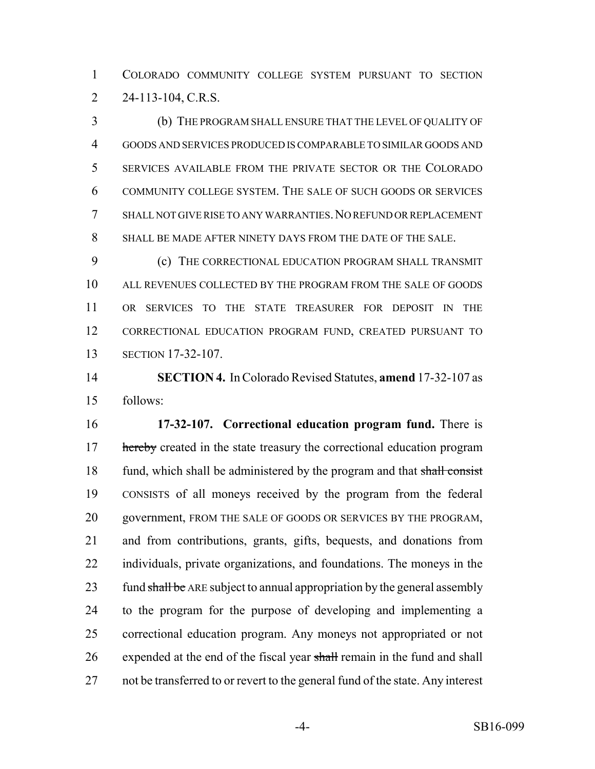COLORADO COMMUNITY COLLEGE SYSTEM PURSUANT TO SECTION 24-113-104, C.R.S.

(b) THE PROGRAM SHALL ENSURE THAT THE LEVEL OF QUALITY OF GOODS AND SERVICES PRODUCED IS COMPARABLE TO SIMILAR GOODS AND SERVICES AVAILABLE FROM THE PRIVATE SECTOR OR THE COLORADO COMMUNITY COLLEGE SYSTEM. THE SALE OF SUCH GOODS OR SERVICES SHALL NOT GIVE RISE TO ANY WARRANTIES. NO REFUND OR REPLACEMENT SHALL BE MADE AFTER NINETY DAYS FROM THE DATE OF THE SALE.

(c) THE CORRECTIONAL EDUCATION PROGRAM SHALL TRANSMIT ALL REVENUES COLLECTED BY THE PROGRAM FROM THE SALE OF GOODS OR SERVICES TO THE STATE TREASURER FOR DEPOSIT IN THE CORRECTIONAL EDUCATION PROGRAM FUND, CREATED PURSUANT TO SECTION 17-32-107.

**SECTION 4.** In Colorado Revised Statutes, **amend** 17-32-107 as follows:

**17-32-107. Correctional education program fund.** There is ~~hereby~~ created in the state treasury the correctional education program fund, which shall be administered by the program and that ~~shall consist~~ CONSISTS of all moneys received by the program from the federal government, FROM THE SALE OF GOODS OR SERVICES BY THE PROGRAM, and from contributions, grants, gifts, bequests, and donations from individuals, private organizations, and foundations. The moneys in the fund ~~shall be~~ ARE subject to annual appropriation by the general assembly to the program for the purpose of developing and implementing a correctional education program. Any moneys not appropriated or not expended at the end of the fiscal year ~~shall~~ remain in the fund and shall not be transferred to or revert to the general fund of the state. Any interest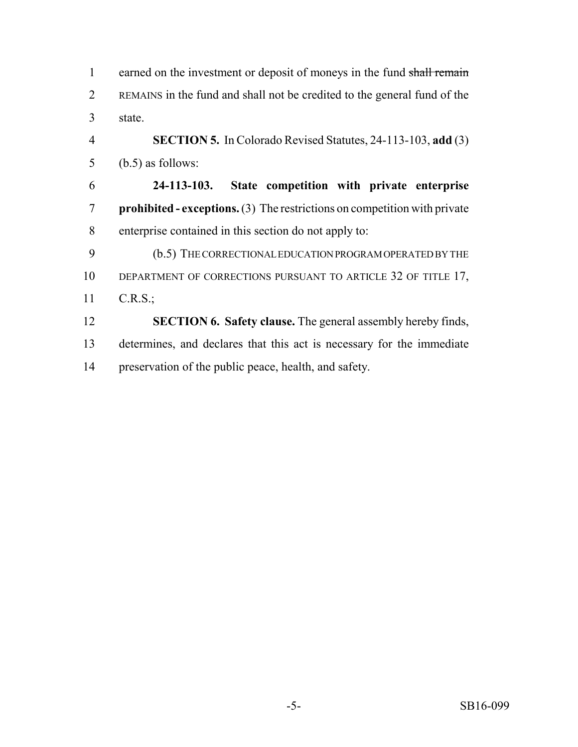earned on the investment or deposit of moneys in the fund ~~shall remain~~ REMAINS in the fund and shall not be credited to the general fund of the state.

**SECTION 5.** In Colorado Revised Statutes, 24-113-103, **add** (3) (b.5) as follows:

**24-113-103. State competition with private enterprise prohibited - exceptions.** (3) The restrictions on competition with private enterprise contained in this section do not apply to:

(b.5) THE CORRECTIONAL EDUCATION PROGRAM OPERATED BY THE DEPARTMENT OF CORRECTIONS PURSUANT TO ARTICLE 32 OF TITLE 17, C.R.S.;

**SECTION 6. Safety clause.** The general assembly hereby finds, determines, and declares that this act is necessary for the immediate preservation of the public peace, health, and safety.